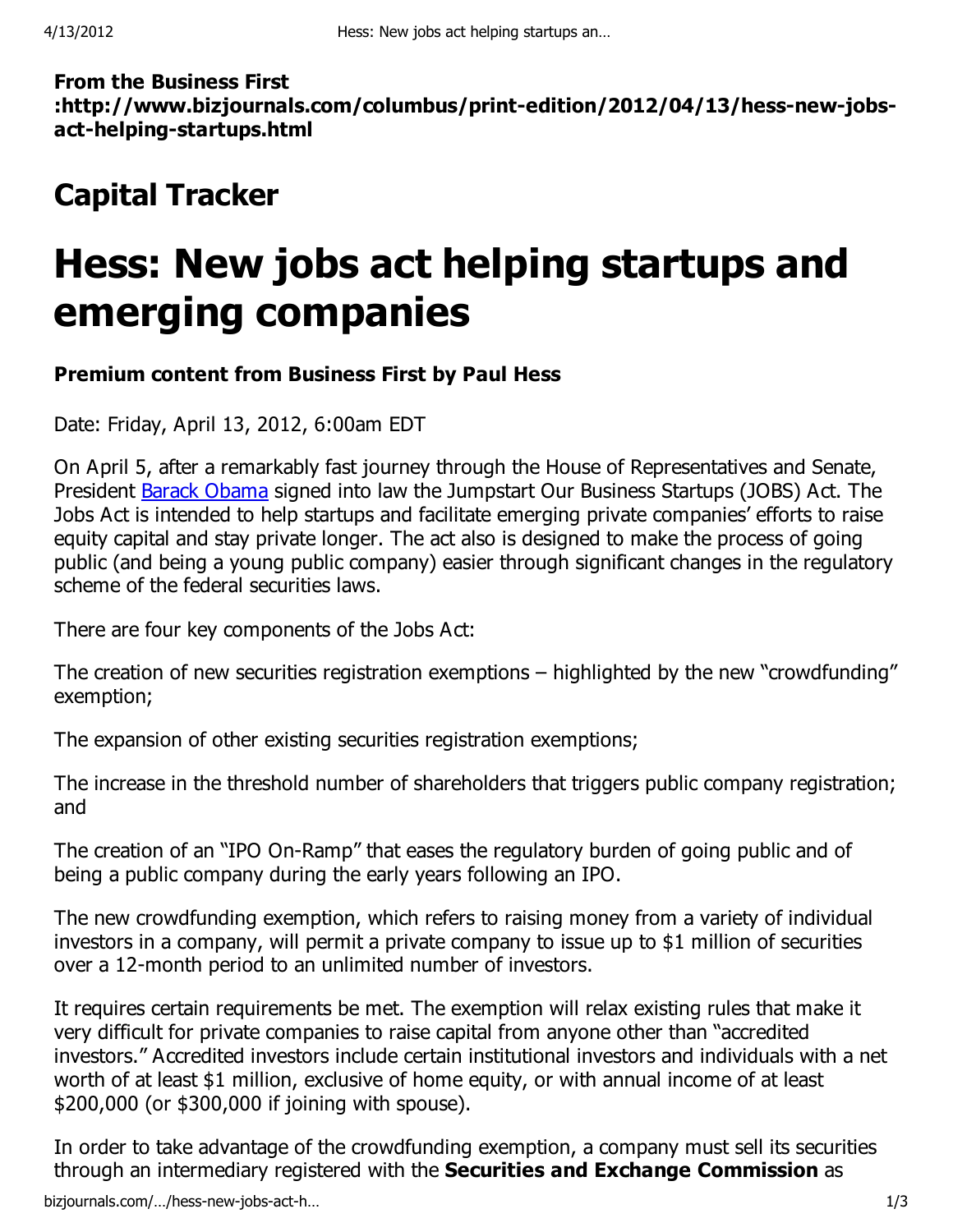**From the Business First :http://www.bizjournals.com/columbus/print-edition/2012/04/13/hess-new-jobs-act-helping-startups.html**

## Capital Tracker

# Hess: New jobs act helping startups and emerging companies

**Premium content from Business First by Paul Hess**

Date: Friday, April 13, 2012, 6:00am EDT

On April 5, after a remarkably fast journey through the House of Representatives and Senate, President Barack Obama signed into law the Jumpstart Our Business Startups (JOBS) Act. The Jobs Act is intended to help startups and facilitate emerging private companies' efforts to raise equity capital and stay private longer. The act also is designed to make the process of going public (and being a young public company) easier through significant changes in the regulatory scheme of the federal securities laws.

There are four key components of the Jobs Act:

The creation of new securities registration exemptions – highlighted by the new "crowdfunding" exemption;

The expansion of other existing securities registration exemptions;

The increase in the threshold number of shareholders that triggers public company registration; and

The creation of an "IPO On-Ramp" that eases the regulatory burden of going public and of being a public company during the early years following an IPO.

The new crowdfunding exemption, which refers to raising money from a variety of individual investors in a company, will permit a private company to issue up to $1 million of securities over a 12-month period to an unlimited number of investors.

It requires certain requirements be met. The exemption will relax existing rules that make it very difficult for private companies to raise capital from anyone other than "accredited investors." Accredited investors include certain institutional investors and individuals with a net worth of at least $1 million, exclusive of home equity, or with annual income of at least $200,000 (or $300,000 if joining with spouse).

In order to take advantage of the crowdfunding exemption, a company must sell its securities through an intermediary registered with the **Securities and Exchange Commission** as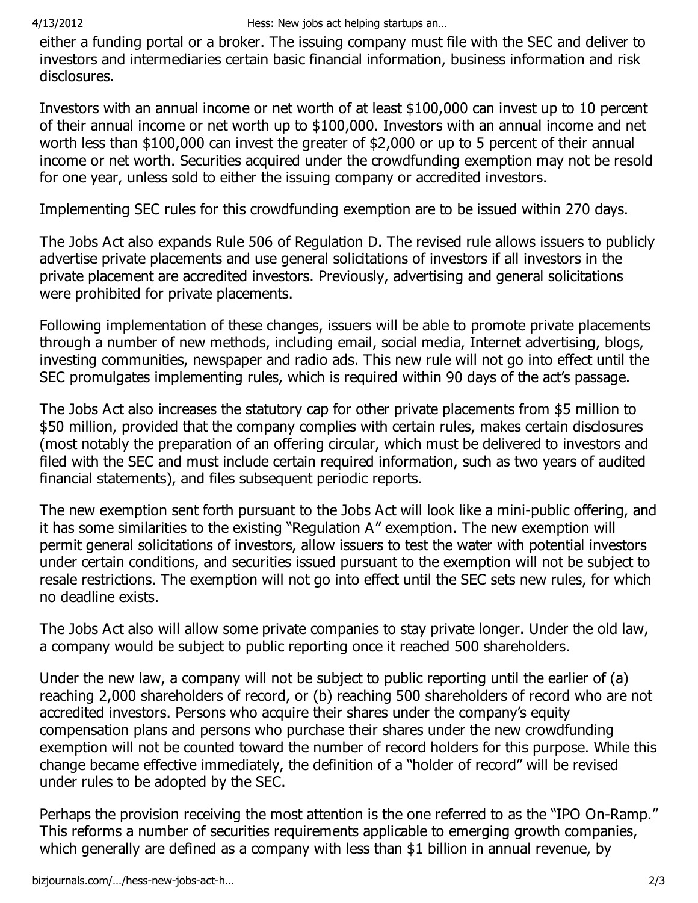either a funding portal or a broker. The issuing company must file with the SEC and deliver to investors and intermediaries certain basic financial information, business information and risk disclosures.

Investors with an annual income or net worth of at least $100,000 can invest up to 10 percent of their annual income or net worth up to $100,000. Investors with an annual income and net worth less than $100,000 can invest the greater of $2,000 or up to 5 percent of their annual income or net worth. Securities acquired under the crowdfunding exemption may not be resold for one year, unless sold to either the issuing company or accredited investors.

Implementing SEC rules for this crowdfunding exemption are to be issued within 270 days.

The Jobs Act also expands Rule 506 of Regulation D. The revised rule allows issuers to publicly advertise private placements and use general solicitations of investors if all investors in the private placement are accredited investors. Previously, advertising and general solicitations were prohibited for private placements.

Following implementation of these changes, issuers will be able to promote private placements through a number of new methods, including email, social media, Internet advertising, blogs, investing communities, newspaper and radio ads. This new rule will not go into effect until the SEC promulgates implementing rules, which is required within 90 days of the act's passage.

The Jobs Act also increases the statutory cap for other private placements from $5 million to $50 million, provided that the company complies with certain rules, makes certain disclosures (most notably the preparation of an offering circular, which must be delivered to investors and filed with the SEC and must include certain required information, such as two years of audited financial statements), and files subsequent periodic reports.

The new exemption sent forth pursuant to the Jobs Act will look like a mini-public offering, and it has some similarities to the existing "Regulation A" exemption. The new exemption will permit general solicitations of investors, allow issuers to test the water with potential investors under certain conditions, and securities issued pursuant to the exemption will not be subject to resale restrictions. The exemption will not go into effect until the SEC sets new rules, for which no deadline exists.

The Jobs Act also will allow some private companies to stay private longer. Under the old law, a company would be subject to public reporting once it reached 500 shareholders.

Under the new law, a company will not be subject to public reporting until the earlier of (a) reaching 2,000 shareholders of record, or (b) reaching 500 shareholders of record who are not accredited investors. Persons who acquire their shares under the company's equity compensation plans and persons who purchase their shares under the new crowdfunding exemption will not be counted toward the number of record holders for this purpose. While this change became effective immediately, the definition of a "holder of record" will be revised under rules to be adopted by the SEC.

Perhaps the provision receiving the most attention is the one referred to as the "IPO On-Ramp." This reforms a number of securities requirements applicable to emerging growth companies, which generally are defined as a company with less than $1 billion in annual revenue, by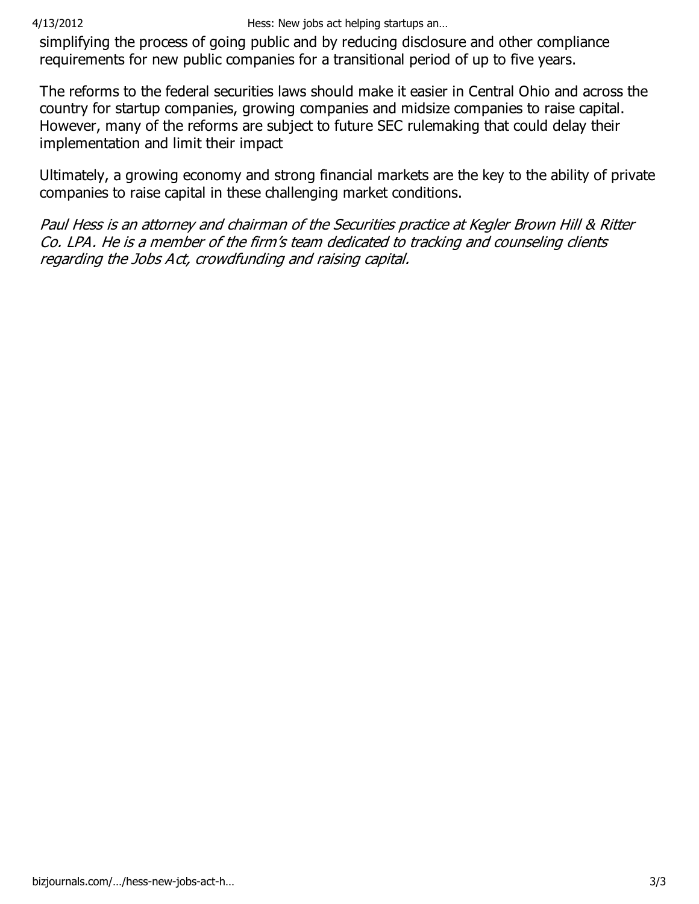simplifying the process of going public and by reducing disclosure and other compliance requirements for new public companies for a transitional period of up to five years.

The reforms to the federal securities laws should make it easier in Central Ohio and across the country for startup companies, growing companies and midsize companies to raise capital. However, many of the reforms are subject to future SEC rulemaking that could delay their implementation and limit their impact

Ultimately, a growing economy and strong financial markets are the key to the ability of private companies to raise capital in these challenging market conditions.

*Paul Hess is an attorney and chairman of the Securities practice at Kegler Brown Hill & Ritter Co. LPA. He is a member of the firm's team dedicated to tracking and counseling clients regarding the Jobs Act, crowdfunding and raising capital.*